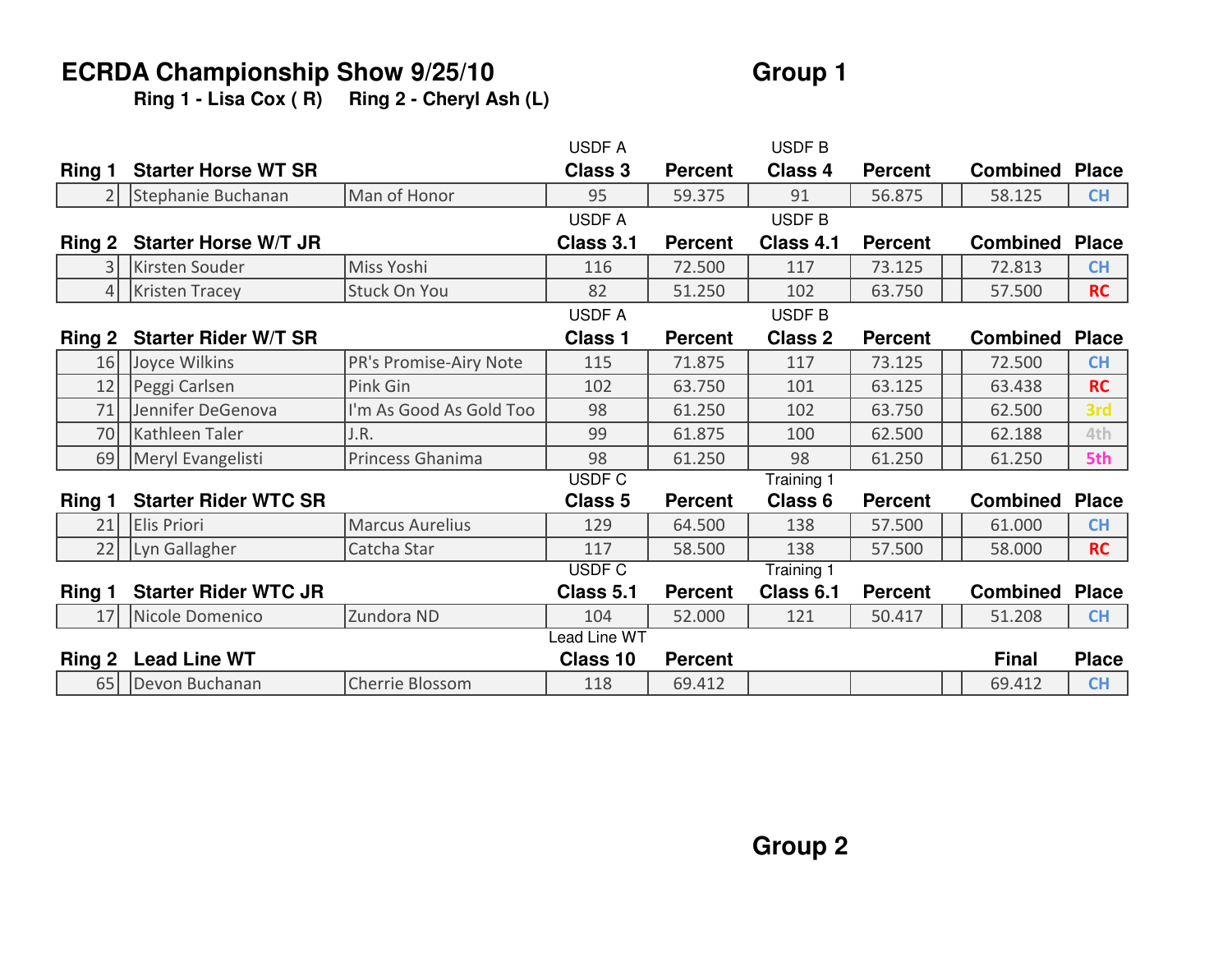# ECRDA Championship Show 9/25/10

## Group 1

**Ring 1 - Lisa Cox ( R)   Ring 2 - Cheryl Ash (L)**

| Ring 1 | Starter Horse WT SR | | USDF A Class 3 | Percent | USDF B Class 4 | Percent | | Combined | Place |
|---|---|---|---|---|---|---|---|---|---|
| 2 | Stephanie Buchanan | Man of Honor | 95 | 59.375 | 91 | 56.875 | | 58.125 | CH |

| Ring 2 | Starter Horse W/T JR | | USDF A Class 3.1 | Percent | USDF B Class 4.1 | Percent | | Combined | Place |
|---|---|---|---|---|---|---|---|---|---|
| 3 | Kirsten Souder | Miss Yoshi | 116 | 72.500 | 117 | 73.125 | | 72.813 | CH |
| 4 | Kristen Tracey | Stuck On You | 82 | 51.250 | 102 | 63.750 | | 57.500 | RC |

| Ring 2 | Starter Rider W/T SR | | USDF A Class 1 | Percent | USDF B Class 2 | Percent | | Combined | Place |
|---|---|---|---|---|---|---|---|---|---|
| 16 | Joyce Wilkins | PR's Promise-Airy Note | 115 | 71.875 | 117 | 73.125 | | 72.500 | CH |
| 12 | Peggi Carlsen | Pink Gin | 102 | 63.750 | 101 | 63.125 | | 63.438 | RC |
| 71 | Jennifer DeGenova | I'm As Good As Gold Too | 98 | 61.250 | 102 | 63.750 | | 62.500 | 3rd |
| 70 | Kathleen Taler | J.R. | 99 | 61.875 | 100 | 62.500 | | 62.188 | 4th |
| 69 | Meryl Evangelisti | Princess Ghanima | 98 | 61.250 | 98 | 61.250 | | 61.250 | 5th |

| Ring 1 | Starter Rider WTC SR | | USDF C Class 5 | Percent | Training 1 Class 6 | Percent | | Combined | Place |
|---|---|---|---|---|---|---|---|---|---|
| 21 | Elis Priori | Marcus Aurelius | 129 | 64.500 | 138 | 57.500 | | 61.000 | CH |
| 22 | Lyn Gallagher | Catcha Star | 117 | 58.500 | 138 | 57.500 | | 58.000 | RC |

| Ring 1 | Starter Rider WTC JR | | USDF C Class 5.1 | Percent | Training 1 Class 6.1 | Percent | | Combined | Place |
|---|---|---|---|---|---|---|---|---|---|
| 17 | Nicole Domenico | Zundora ND | 104 | 52.000 | 121 | 50.417 | | 51.208 | CH |

| Ring 2 | Lead Line WT | | Lead Line WT Class 10 | Percent | | | | Final | Place |
|---|---|---|---|---|---|---|---|---|---|
| 65 | Devon Buchanan | Cherrie Blossom | 118 | 69.412 | | | | 69.412 | CH |

## Group 2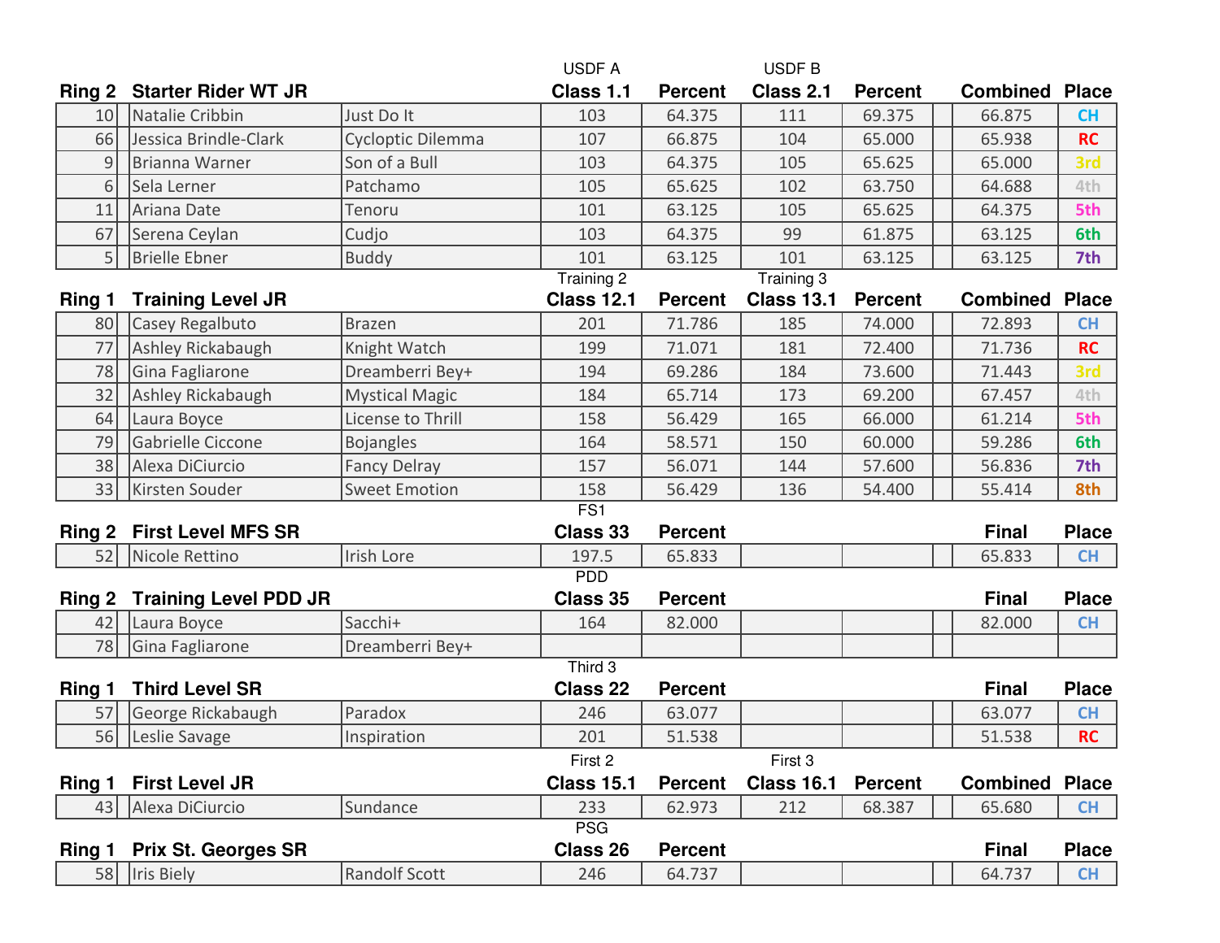| Ring 2 | Starter Rider WT JR | | USDF A Class 1.1 | Percent | USDF B Class 2.1 | Percent | | Combined | Place |
|---|---|---|---|---|---|---|---|---|---|
| 10 | Natalie Cribbin | Just Do It | 103 | 64.375 | 111 | 69.375 | | 66.875 | CH |
| 66 | Jessica Brindle-Clark | Cycloptic Dilemma | 107 | 66.875 | 104 | 65.000 | | 65.938 | RC |
| 9 | Brianna Warner | Son of a Bull | 103 | 64.375 | 105 | 65.625 | | 65.000 | 3rd |
| 6 | Sela Lerner | Patchamo | 105 | 65.625 | 102 | 63.750 | | 64.688 | 4th |
| 11 | Ariana Date | Tenoru | 101 | 63.125 | 105 | 65.625 | | 64.375 | 5th |
| 67 | Serena Ceylan | Cudjo | 103 | 64.375 | 99 | 61.875 | | 63.125 | 6th |
| 5 | Brielle Ebner | Buddy | 101 | 63.125 | 101 | 63.125 | | 63.125 | 7th |

| Ring 1 | Training Level JR | | Training 2 Class 12.1 | Percent | Training 3 Class 13.1 | Percent | | Combined | Place |
|---|---|---|---|---|---|---|---|---|---|
| 80 | Casey Regalbuto | Brazen | 201 | 71.786 | 185 | 74.000 | | 72.893 | CH |
| 77 | Ashley Rickabaugh | Knight Watch | 199 | 71.071 | 181 | 72.400 | | 71.736 | RC |
| 78 | Gina Fagliarone | Dreamberri Bey+ | 194 | 69.286 | 184 | 73.600 | | 71.443 | 3rd |
| 32 | Ashley Rickabaugh | Mystical Magic | 184 | 65.714 | 173 | 69.200 | | 67.457 | 4th |
| 64 | Laura Boyce | License to Thrill | 158 | 56.429 | 165 | 66.000 | | 61.214 | 5th |
| 79 | Gabrielle Ciccone | Bojangles | 164 | 58.571 | 150 | 60.000 | | 59.286 | 6th |
| 38 | Alexa DiCiurcio | Fancy Delray | 157 | 56.071 | 144 | 57.600 | | 56.836 | 7th |
| 33 | Kirsten Souder | Sweet Emotion | 158 | 56.429 | 136 | 54.400 | | 55.414 | 8th |

| Ring 2 | First Level MFS SR | | FS1 Class 33 | Percent | | | | Final | Place |
|---|---|---|---|---|---|---|---|---|---|
| 52 | Nicole Rettino | Irish Lore | 197.5 | 65.833 | | | | 65.833 | CH |

| Ring 2 | Training Level PDD JR | | PDD Class 35 | Percent | | | | Final | Place |
|---|---|---|---|---|---|---|---|---|---|
| 42 | Laura Boyce | Sacchi+ | 164 | 82.000 | | | | 82.000 | CH |
| 78 | Gina Fagliarone | Dreamberri Bey+ | | | | | | | |

| Ring 1 | Third Level SR | | Third 3 Class 22 | Percent | | | | Final | Place |
|---|---|---|---|---|---|---|---|---|---|
| 57 | George Rickabaugh | Paradox | 246 | 63.077 | | | | 63.077 | CH |
| 56 | Leslie Savage | Inspiration | 201 | 51.538 | | | | 51.538 | RC |

| Ring 1 | First Level JR | | First 2 Class 15.1 | Percent | First 3 Class 16.1 | Percent | | Combined | Place |
|---|---|---|---|---|---|---|---|---|---|
| 43 | Alexa DiCiurcio | Sundance | 233 | 62.973 | 212 | 68.387 | | 65.680 | CH |

| Ring 1 | Prix St. Georges SR | | PSG Class 26 | Percent | | | | Final | Place |
|---|---|---|---|---|---|---|---|---|---|
| 58 | Iris Biely | Randolf Scott | 246 | 64.737 | | | | 64.737 | CH |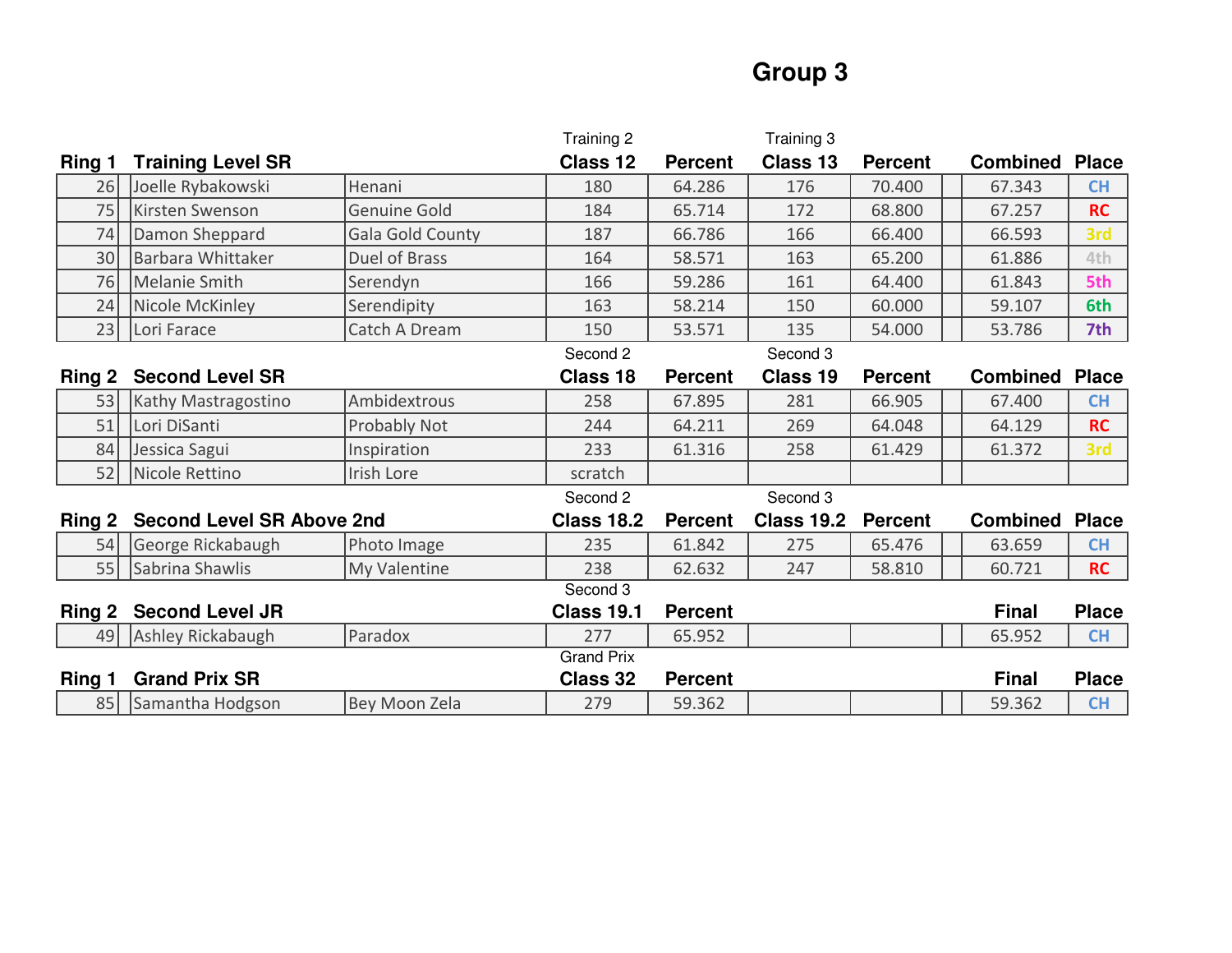# Group 3

| Ring 1 | Training Level SR | | Training 2<br>Class 12 | Percent | Training 3<br>Class 13 | Percent | | Combined | Place |
|---|---|---|---|---|---|---|---|---|---|
| 26 | Joelle Rybakowski | Henani | 180 | 64.286 | 176 | 70.400 | | 67.343 | CH |
| 75 | Kirsten Swenson | Genuine Gold | 184 | 65.714 | 172 | 68.800 | | 67.257 | RC |
| 74 | Damon Sheppard | Gala Gold County | 187 | 66.786 | 166 | 66.400 | | 66.593 | 3rd |
| 30 | Barbara Whittaker | Duel of Brass | 164 | 58.571 | 163 | 65.200 | | 61.886 | 4th |
| 76 | Melanie Smith | Serendyn | 166 | 59.286 | 161 | 64.400 | | 61.843 | 5th |
| 24 | Nicole McKinley | Serendipity | 163 | 58.214 | 150 | 60.000 | | 59.107 | 6th |
| 23 | Lori Farace | Catch A Dream | 150 | 53.571 | 135 | 54.000 | | 53.786 | 7th |

| Ring 2 | Second Level SR | | Second 2<br>Class 18 | Percent | Second 3<br>Class 19 | Percent | | Combined | Place |
|---|---|---|---|---|---|---|---|---|---|
| 53 | Kathy Mastragostino | Ambidextrous | 258 | 67.895 | 281 | 66.905 | | 67.400 | CH |
| 51 | Lori DiSanti | Probably Not | 244 | 64.211 | 269 | 64.048 | | 64.129 | RC |
| 84 | Jessica Sagui | Inspiration | 233 | 61.316 | 258 | 61.429 | | 61.372 | 3rd |
| 52 | Nicole Rettino | Irish Lore | scratch | | | | | | |

| Ring 2 | Second Level SR Above 2nd | | Second 2<br>Class 18.2 | Percent | Second 3<br>Class 19.2 | Percent | | Combined | Place |
|---|---|---|---|---|---|---|---|---|---|
| 54 | George Rickabaugh | Photo Image | 235 | 61.842 | 275 | 65.476 | | 63.659 | CH |
| 55 | Sabrina Shawlis | My Valentine | 238 | 62.632 | 247 | 58.810 | | 60.721 | RC |

| Ring 2 | Second Level JR | | Second 3<br>Class 19.1 | Percent | | | | Final | Place |
|---|---|---|---|---|---|---|---|---|---|
| 49 | Ashley Rickabaugh | Paradox | 277 | 65.952 | | | | 65.952 | CH |

| Ring 1 | Grand Prix SR | | Grand Prix<br>Class 32 | Percent | | | | Final | Place |
|---|---|---|---|---|---|---|---|---|---|
| 85 | Samantha Hodgson | Bey Moon Zela | 279 | 59.362 | | | | 59.362 | CH |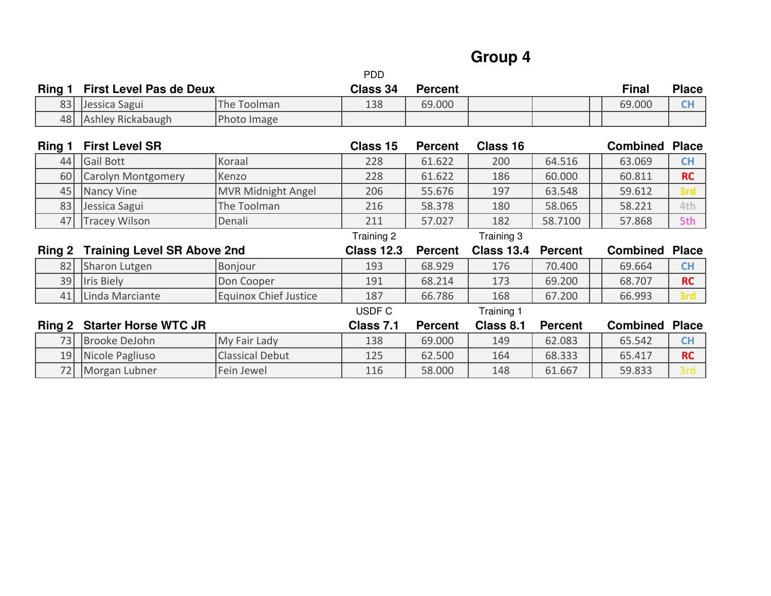# Group 4

| Ring 1 | First Level Pas de Deux | | PDD Class 34 | Percent | | | | Final | Place |
|---|---|---|---|---|---|---|---|---|---|
| 83 | Jessica Sagui | The Toolman | 138 | 69.000 | | | | 69.000 | CH |
| 48 | Ashley Rickabaugh | Photo Image | | | | | | | |

| Ring 1 | First Level SR | | Class 15 | Percent | Class 16 | | | Combined | Place |
|---|---|---|---|---|---|---|---|---|---|
| 44 | Gail Bott | Koraal | 228 | 61.622 | 200 | 64.516 | | 63.069 | CH |
| 60 | Carolyn Montgomery | Kenzo | 228 | 61.622 | 186 | 60.000 | | 60.811 | RC |
| 45 | Nancy Vine | MVR Midnight Angel | 206 | 55.676 | 197 | 63.548 | | 59.612 | 3rd |
| 83 | Jessica Sagui | The Toolman | 216 | 58.378 | 180 | 58.065 | | 58.221 | 4th |
| 47 | Tracey Wilson | Denali | 211 | 57.027 | 182 | 58.7100 | | 57.868 | 5th |

| Ring 2 | Training Level SR Above 2nd | | Training 2 Class 12.3 | Percent | Training 3 Class 13.4 | Percent | | Combined | Place |
|---|---|---|---|---|---|---|---|---|---|
| 82 | Sharon Lutgen | Bonjour | 193 | 68.929 | 176 | 70.400 | | 69.664 | CH |
| 39 | Iris Biely | Don Cooper | 191 | 68.214 | 173 | 69.200 | | 68.707 | RC |
| 41 | Linda Marciante | Equinox Chief Justice | 187 | 66.786 | 168 | 67.200 | | 66.993 | 3rd |

| Ring 2 | Starter Horse WTC JR | | USDF C Class 7.1 | Percent | Training 1 Class 8.1 | Percent | | Combined | Place |
|---|---|---|---|---|---|---|---|---|---|
| 73 | Brooke DeJohn | My Fair Lady | 138 | 69.000 | 149 | 62.083 | | 65.542 | CH |
| 19 | Nicole Pagliuso | Classical Debut | 125 | 62.500 | 164 | 68.333 | | 65.417 | RC |
| 72 | Morgan Lubner | Fein Jewel | 116 | 58.000 | 148 | 61.667 | | 59.833 | 3rd |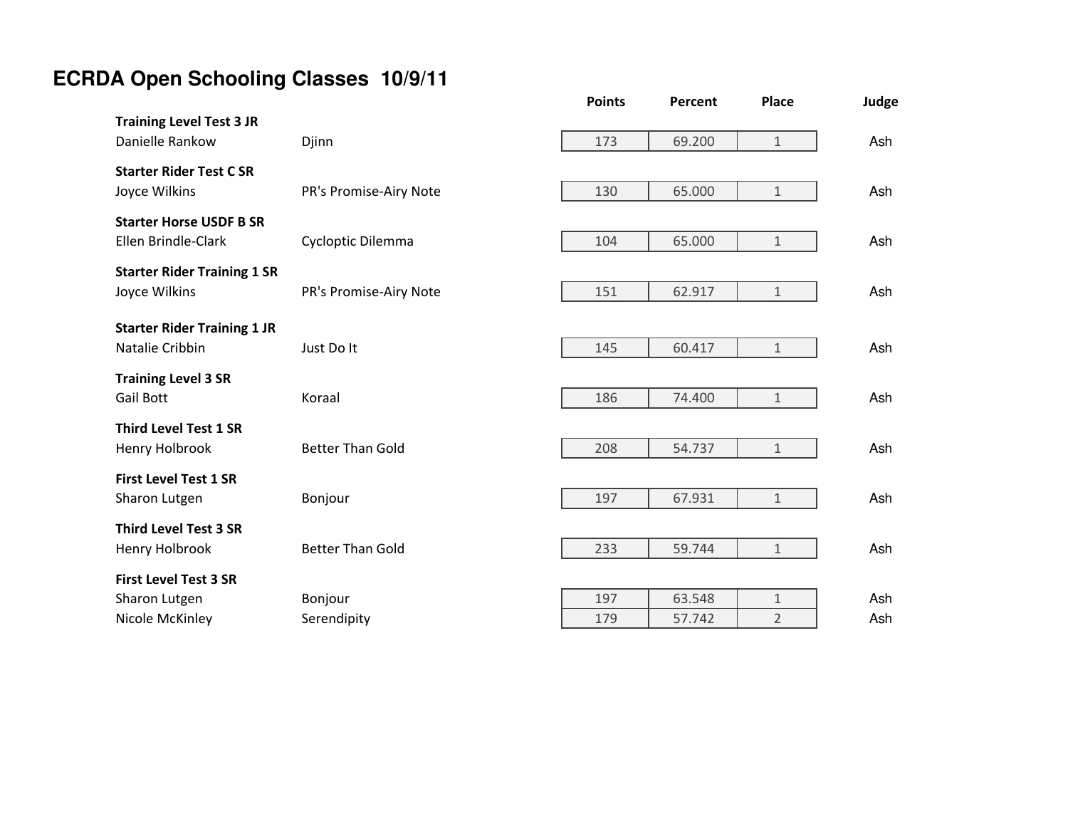# ECRDA Open Schooling Classes 10/9/11

| | | Points | Percent | Place | Judge |
|---|---|---|---|---|---|
| **Training Level Test 3 JR** | | | | | |
| Danielle Rankow | Djinn | 173 | 69.200 | 1 | Ash |
| **Starter Rider Test C SR** | | | | | |
| Joyce Wilkins | PR's Promise-Airy Note | 130 | 65.000 | 1 | Ash |
| **Starter Horse USDF B SR** | | | | | |
| Ellen Brindle-Clark | Cycloptic Dilemma | 104 | 65.000 | 1 | Ash |
| **Starter Rider Training 1 SR** | | | | | |
| Joyce Wilkins | PR's Promise-Airy Note | 151 | 62.917 | 1 | Ash |
| **Starter Rider Training 1 JR** | | | | | |
| Natalie Cribbin | Just Do It | 145 | 60.417 | 1 | Ash |
| **Training Level 3 SR** | | | | | |
| Gail Bott | Koraal | 186 | 74.400 | 1 | Ash |
| **Third Level Test 1 SR** | | | | | |
| Henry Holbrook | Better Than Gold | 208 | 54.737 | 1 | Ash |
| **First Level Test 1 SR** | | | | | |
| Sharon Lutgen | Bonjour | 197 | 67.931 | 1 | Ash |
| **Third Level Test 3 SR** | | | | | |
| Henry Holbrook | Better Than Gold | 233 | 59.744 | 1 | Ash |
| **First Level Test 3 SR** | | | | | |
| Sharon Lutgen | Bonjour | 197 | 63.548 | 1 | Ash |
| Nicole McKinley | Serendipity | 179 | 57.742 | 2 | Ash |